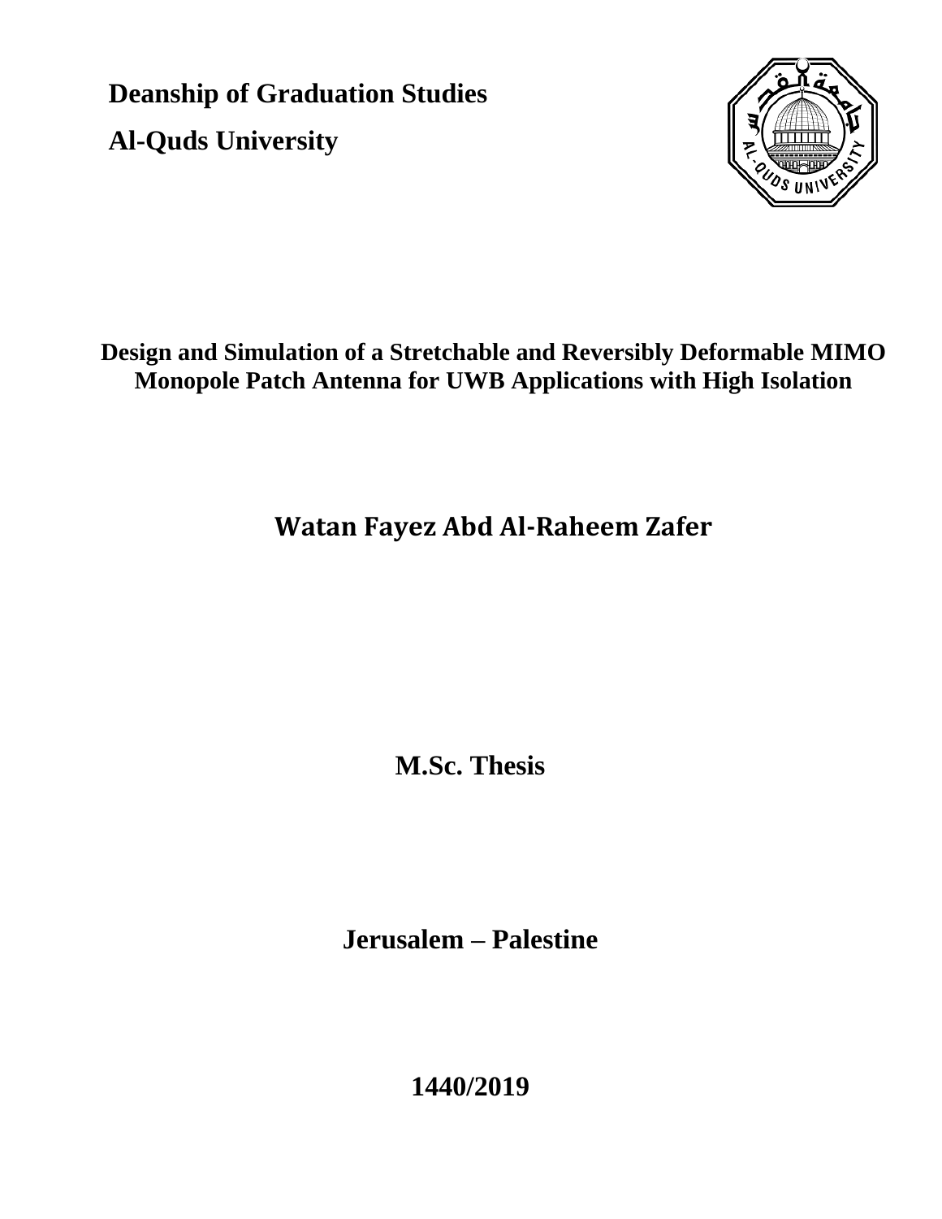**Deanship of Graduation Studies**

**Al-Quds University**

# Design and Simulation of a Stretchable and Reversibly Deformable MIMO Monopole Patch Antenna for UWB Applications with High Isolation

## Watan Fayez Abd Al-Raheem Zafer

**M.Sc. Thesis**

**Jerusalem – Palestine**

**1440/2019**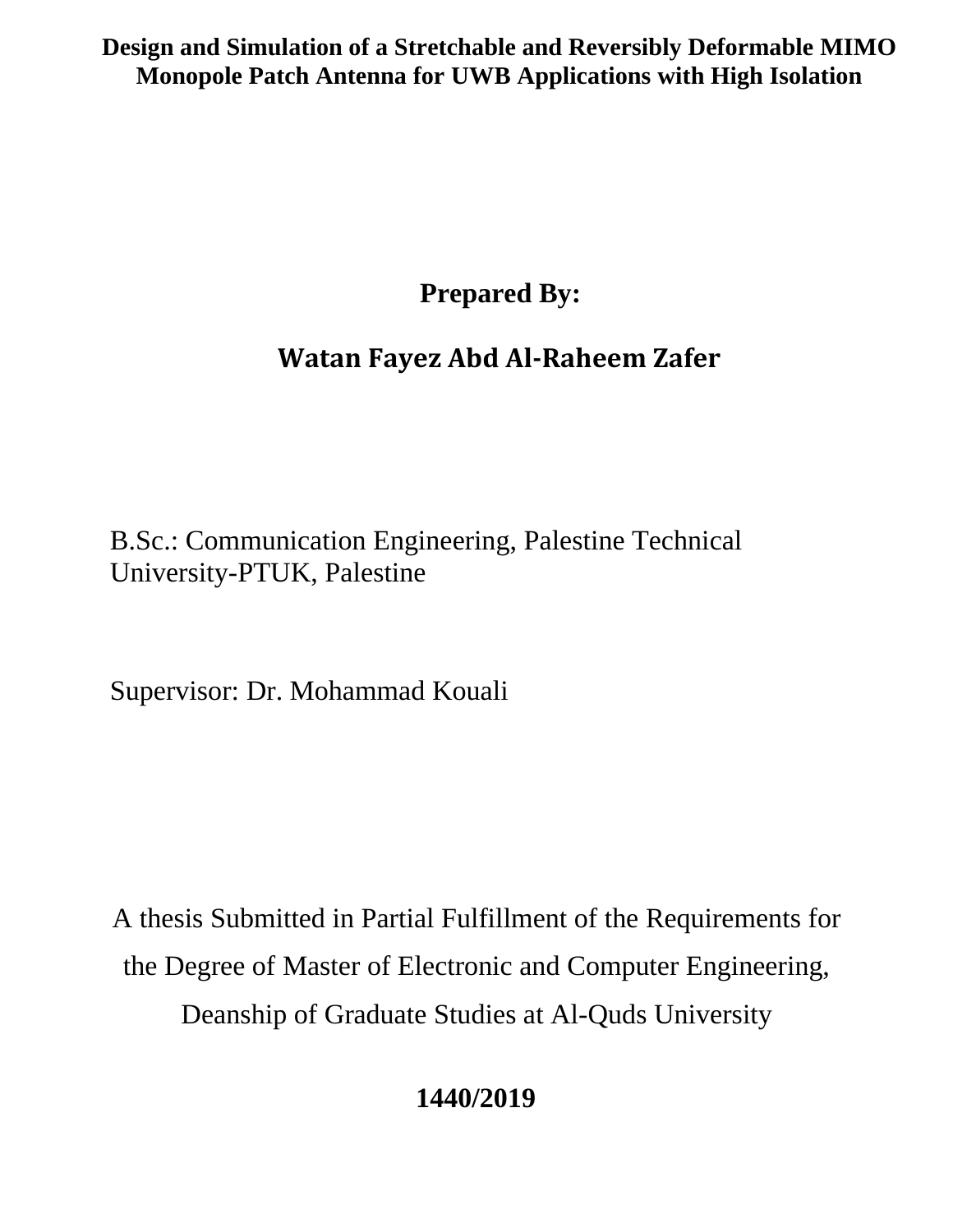**Design and Simulation of a Stretchable and Reversibly Deformable MIMO Monopole Patch Antenna for UWB Applications with High Isolation**

**Prepared By:**

**Watan Fayez Abd Al-Raheem Zafer**

B.Sc.: Communication Engineering, Palestine Technical University-PTUK, Palestine

Supervisor: Dr. Mohammad Kouali

A thesis Submitted in Partial Fulfillment of the Requirements for the Degree of Master of Electronic and Computer Engineering, Deanship of Graduate Studies at Al-Quds University

**1440/2019**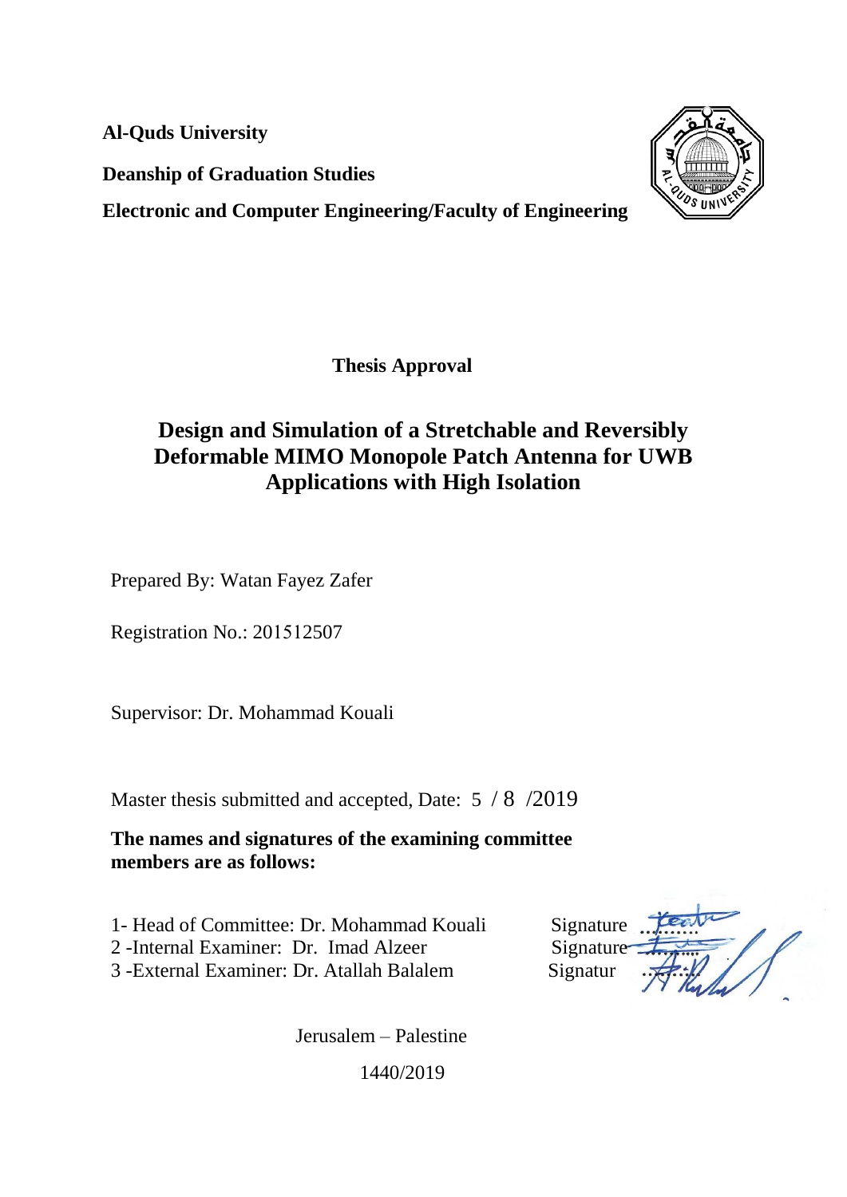**Al-Quds University**

**Deanship of Graduation Studies**

**Electronic and Computer Engineering/Faculty of Engineering**

**Thesis Approval**

## Design and Simulation of a Stretchable and Reversibly Deformable MIMO Monopole Patch Antenna for UWB Applications with High Isolation

Prepared By: Watan Fayez Zafer

Registration No.: 201512507

Supervisor: Dr. Mohammad Kouali

Master thesis submitted and accepted, Date: 5 / 8 /2019

**The names and signatures of the examining committee members are as follows:**

1- Head of Committee: Dr. Mohammad Kouali Signature ..........

2 -Internal Examiner: Dr. Imad Alzeer Signature ..........

3 -External Examiner: Dr. Atallah Balalem Signatur ..........

Jerusalem – Palestine

1440/2019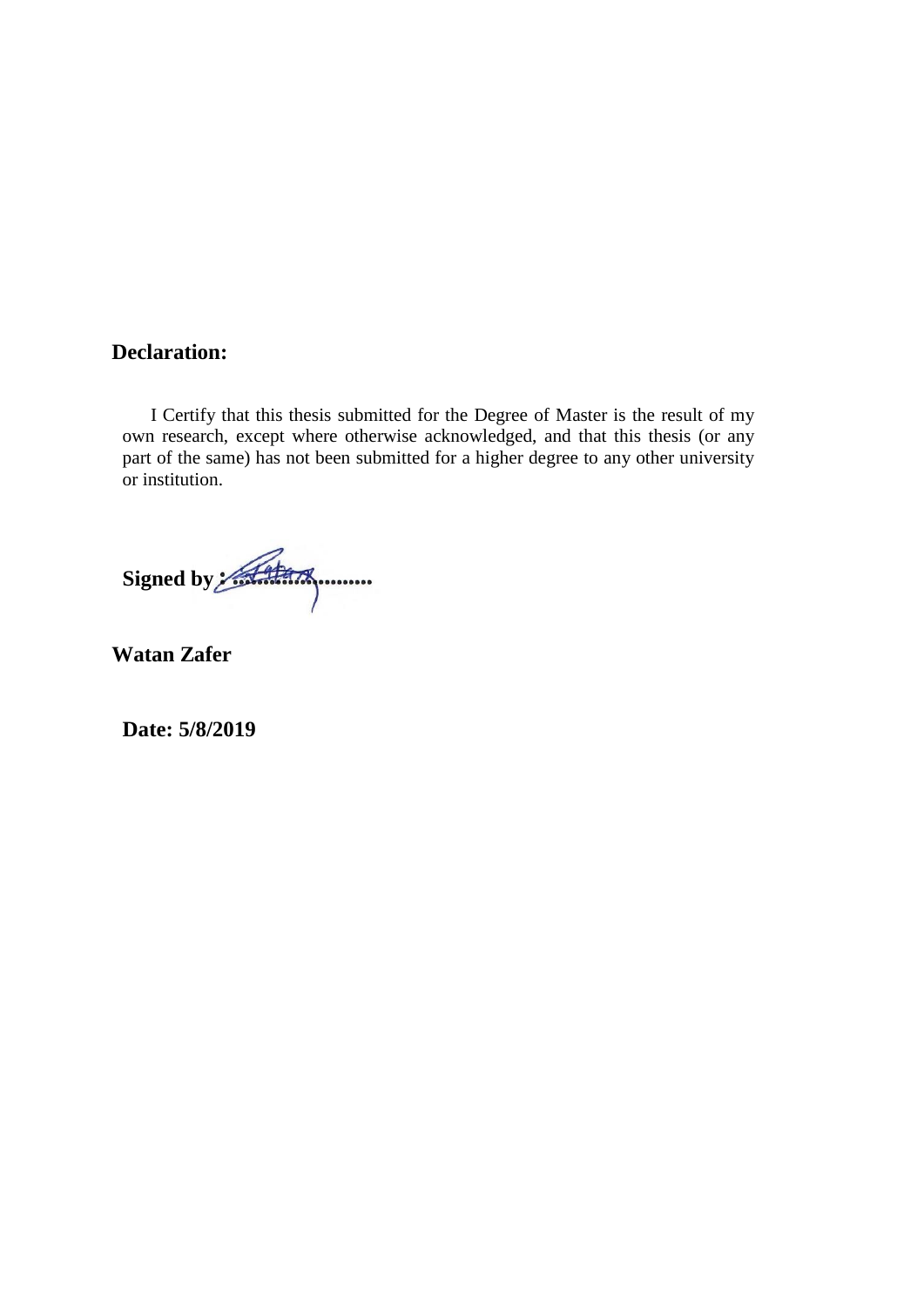**Declaration:**

I Certify that this thesis submitted for the Degree of Master is the result of my own research, except where otherwise acknowledged, and that this thesis (or any part of the same) has not been submitted for a higher degree to any other university or institution.

**Signed by :......................**

**Watan Zafer**

**Date: 5/8/2019**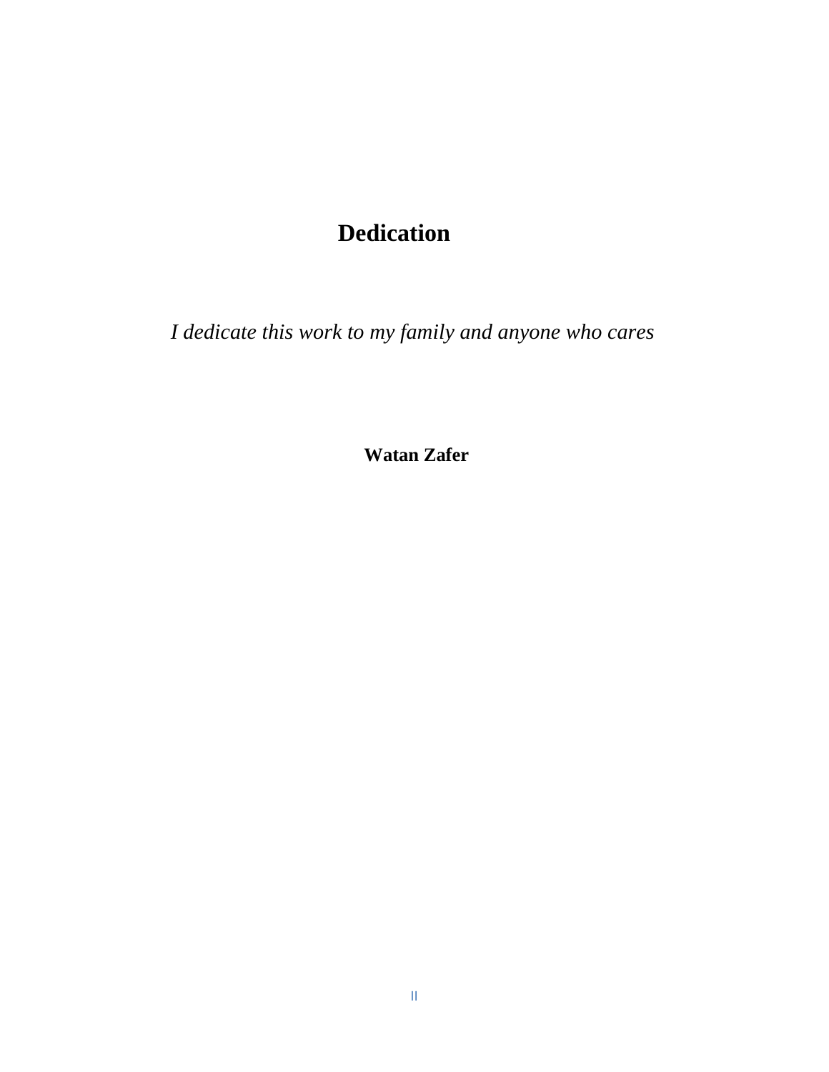# Dedication

*I dedicate this work to my family and anyone who cares*

**Watan Zafer**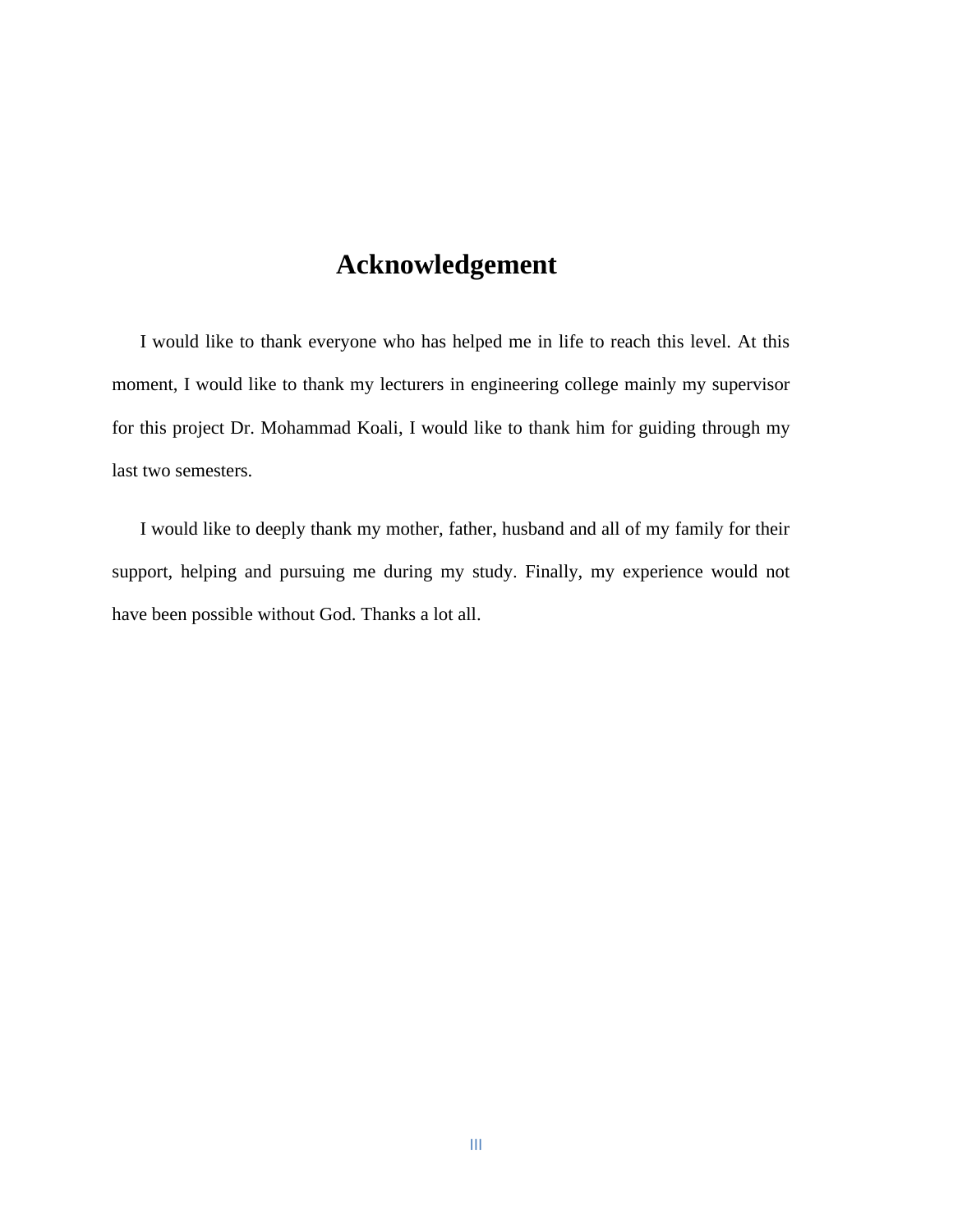# Acknowledgement

I would like to thank everyone who has helped me in life to reach this level. At this moment, I would like to thank my lecturers in engineering college mainly my supervisor for this project Dr. Mohammad Koali, I would like to thank him for guiding through my last two semesters.

I would like to deeply thank my mother, father, husband and all of my family for their support, helping and pursuing me during my study. Finally, my experience would not have been possible without God. Thanks a lot all.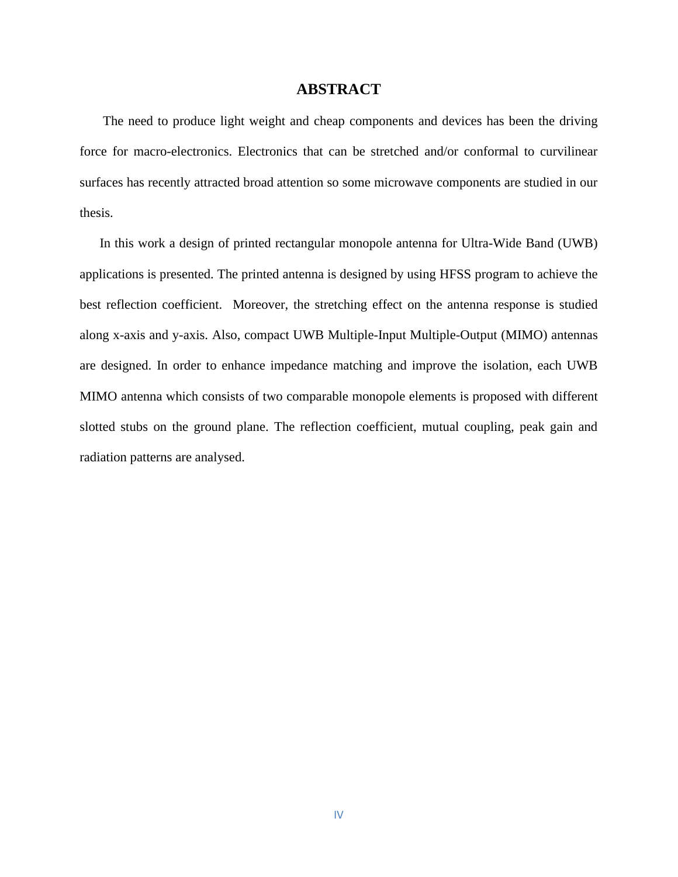# ABSTRACT

The need to produce light weight and cheap components and devices has been the driving force for macro-electronics. Electronics that can be stretched and/or conformal to curvilinear surfaces has recently attracted broad attention so some microwave components are studied in our thesis.

In this work a design of printed rectangular monopole antenna for Ultra-Wide Band (UWB) applications is presented. The printed antenna is designed by using HFSS program to achieve the best reflection coefficient. Moreover, the stretching effect on the antenna response is studied along x-axis and y-axis. Also, compact UWB Multiple-Input Multiple-Output (MIMO) antennas are designed. In order to enhance impedance matching and improve the isolation, each UWB MIMO antenna which consists of two comparable monopole elements is proposed with different slotted stubs on the ground plane. The reflection coefficient, mutual coupling, peak gain and radiation patterns are analysed.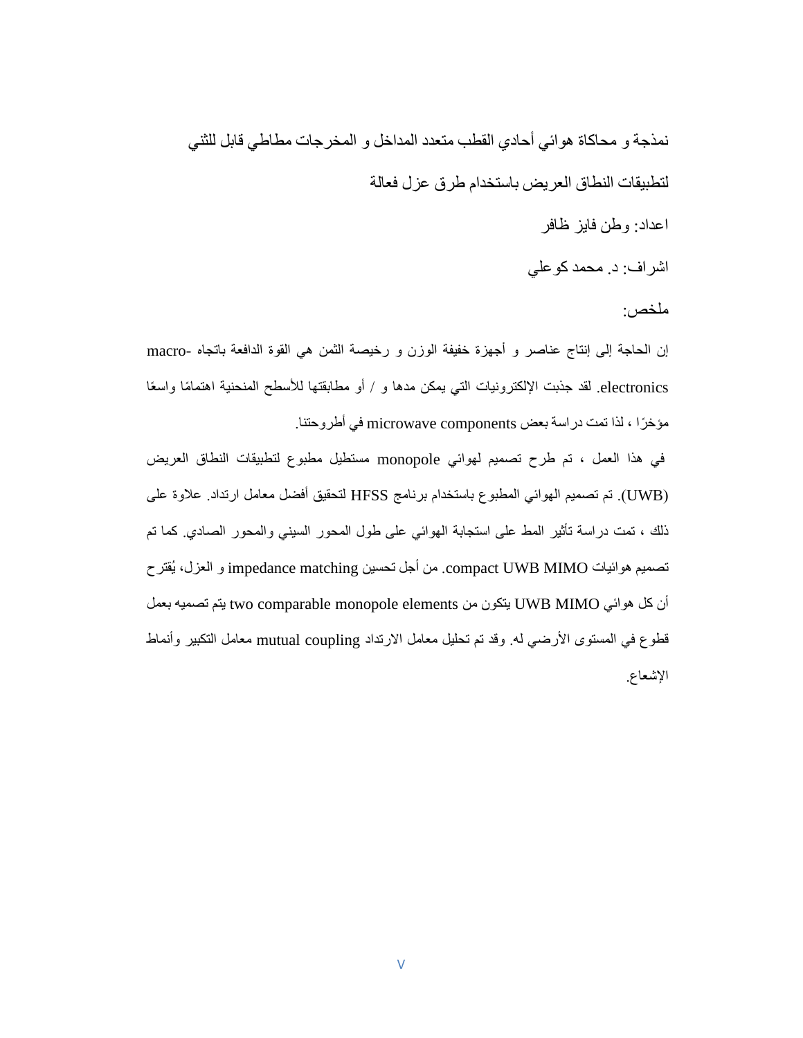نمذجة و محاكاة هوائي أحادي القطب متعدد المداخل و المخرجات مطاطي قابل للثني لتطبيقات النطاق العريض باستخدام طرق عزل فعالة

اعداد: وطن فايز ظافر

اشراف: د. محمد كوعلي

ملخص:

إن الحاجة إلى إنتاج عناصر و أجهزة خفيفة الوزن و رخيصة الثمن هي القوة الدافعة باتجاه macro-electronics. لقد جذبت الإلكترونيات التي يمكن مدها و / أو مطابقتها للأسطح المنحنية اهتمامًا واسعًا مؤخرًا ، لذا تمت دراسة بعض microwave components في أطروحتنا.

في هذا العمل ، تم طرح تصميم لهوائي monopole مستطيل مطبوع لتطبيقات النطاق العريض (UWB). تم تصميم الهوائي المطبوع باستخدام برنامج HFSS لتحقيق أفضل معامل ارتداد. علاوة على ذلك ، تمت دراسة تأثير المط على استجابة الهوائي على طول المحور السيني والمحور الصادي. كما تم تصميم هوائيات compact UWB MIMO. من أجل تحسين impedance matching و العزل، يُقترح أن كل هوائي UWB MIMO يتكون من two comparable monopole elements يتم تصميه بعمل قطوع في المستوى الأرضي له. وقد تم تحليل معامل الارتداد mutual coupling معامل التكبير وأنماط الإشعاع.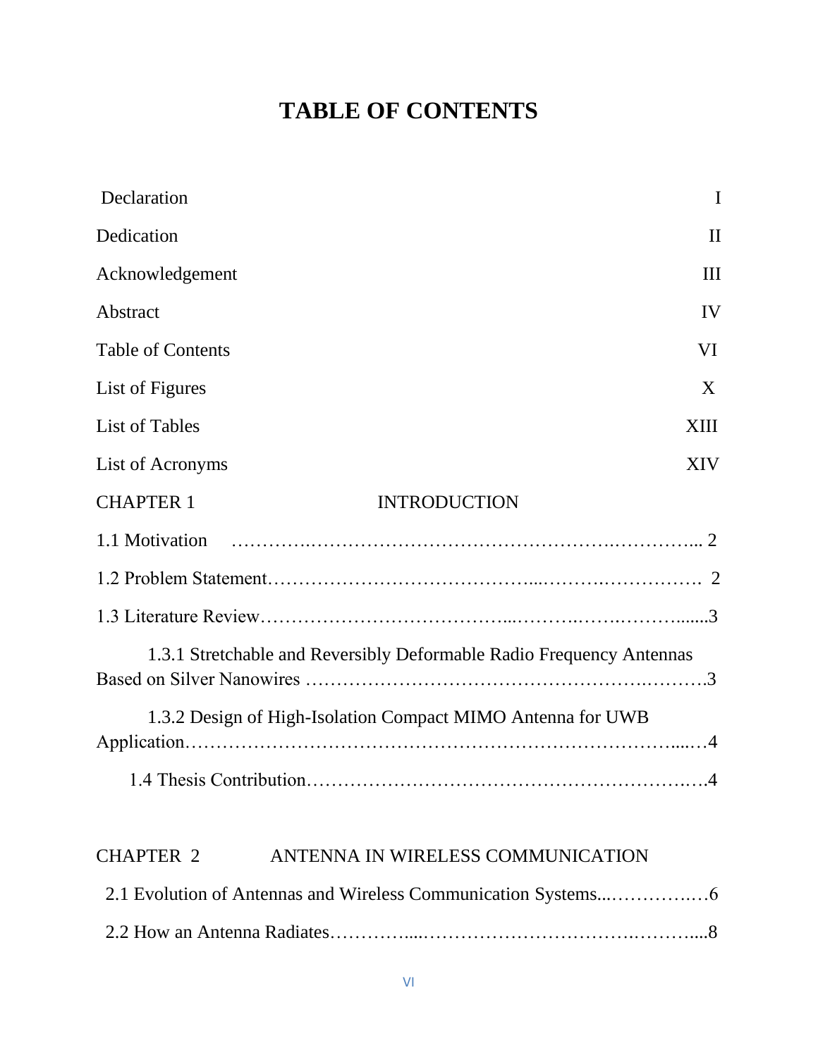# TABLE OF CONTENTS

Declaration I

Dedication II

Acknowledgement III

Abstract IV

Table of Contents VI

List of Figures X

List of Tables XIII

List of Acronyms XIV

CHAPTER 1 INTRODUCTION

1.1 Motivation ………….…………………………………………….…………... 2

1.2 Problem Statement…………………………………...……….……………. 2

1.3 Literature Review…………………………………...……….…….………......3

1.3.1 Stretchable and Reversibly Deformable Radio Frequency Antennas Based on Silver Nanowires …………………………………………….……….3

1.3.2 Design of High-Isolation Compact MIMO Antenna for UWB Application……………………………………………………………………...…4

1.4 Thesis Contribution…………………………………………………….….4

CHAPTER 2 ANTENNA IN WIRELESS COMMUNICATION

2.1 Evolution of Antennas and Wireless Communication Systems...…………….…6

2.2 How an Antenna Radiates…………....…………………………….………....8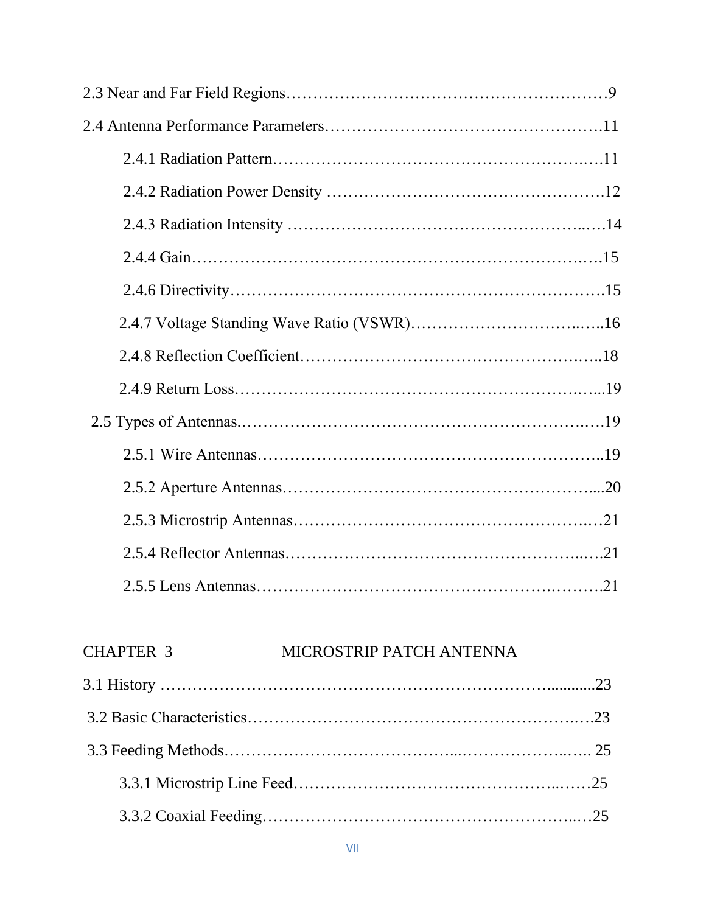2.3 Near and Far Field Regions………………………………………………………9

2.4 Antenna Performance Parameters…………………………………………….11

- 2.4.1 Radiation Pattern…………………………………………………….…11
- 2.4.2 Radiation Power Density ………………………………………….12
- 2.4.3 Radiation Intensity ……………………………………………..…14
- 2.4.4 Gain…………………………………………………………….…15
- 2.4.6 Directivity…………………………………………………………….15
- 2.4.7 Voltage Standing Wave Ratio (VSWR)…………………………..…..16
- 2.4.8 Reflection Coefficient……………………………………………….…..18
- 2.4.9 Return Loss……………………………………………………….…...19

2.5 Types of Antennas.……………………………………………………….…19

- 2.5.1 Wire Antennas……………………………………………………..19
- 2.5.2 Aperture Antennas………………………………………………....20
- 2.5.3 Microstrip Antennas………………………………………………..…21
- 2.5.4 Reflector Antennas…………………………………………………..…21
- 2.5.5 Lens Antennas…………………………………………….……….21

CHAPTER 3 MICROSTRIP PATCH ANTENNA

3.1 History ……………………………………………………………............23

3.2 Basic Characteristics…………………………………………………….…23

3.3 Feeding Methods…………………………………...………………..….. 25

- 3.3.1 Microstrip Line Feed…………………………………………..……25
- 3.3.2 Coaxial Feeding…………………………………………………..…25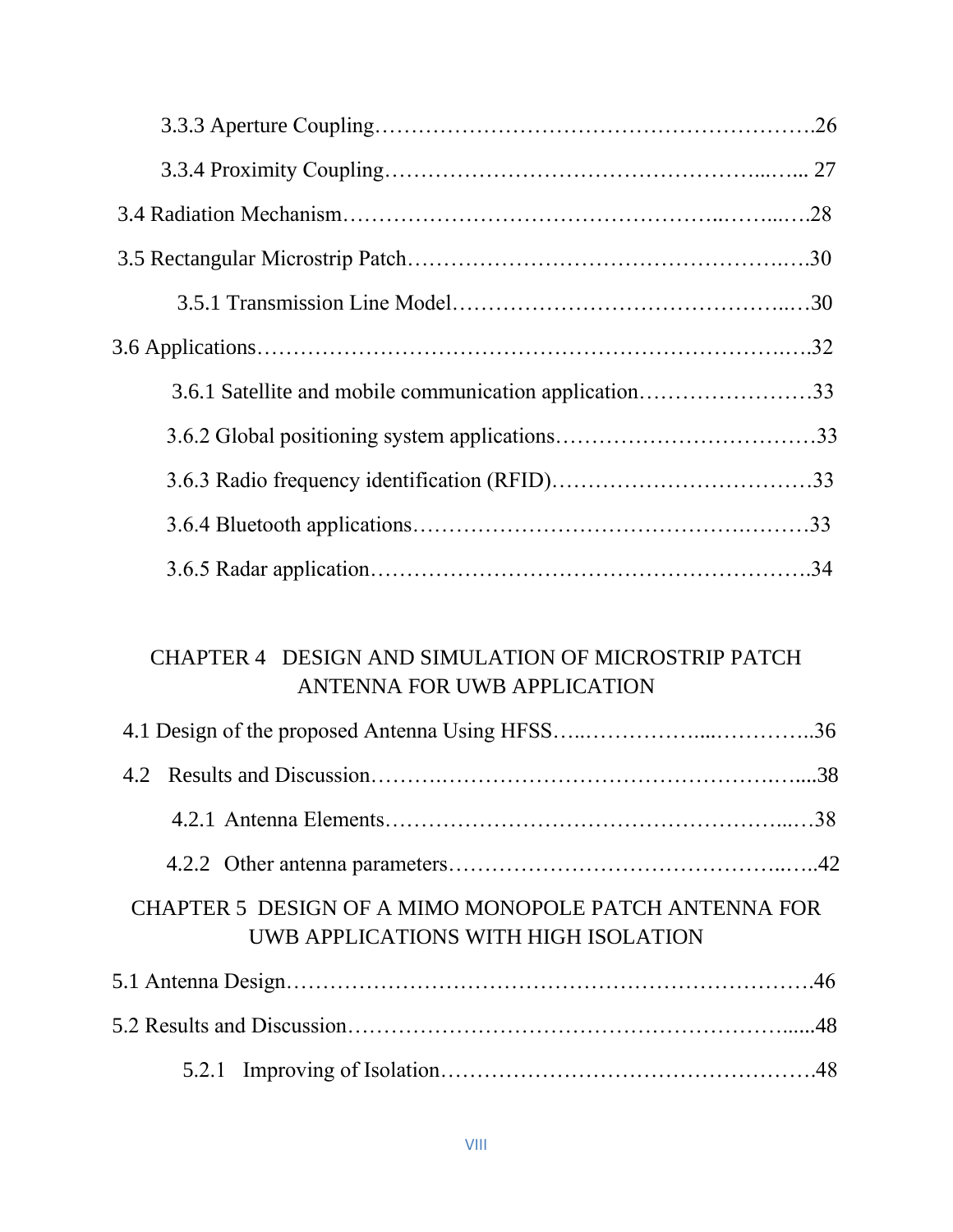3.3.3 Aperture Coupling……………………………………………………….26

3.3.4 Proximity Coupling…………………………………………...…... 27

3.4 Radiation Mechanism…………………………………………..……...…28

3.5 Rectangular Microstrip Patch……………………………………………..….30

3.5.1 Transmission Line Model……………………………………..…30

3.6 Applications……………………………………………………………….….32

3.6.1 Satellite and mobile communication application……………………33

3.6.2 Global positioning system applications………………………………33

3.6.3 Radio frequency identification (RFID)………………………………33

3.6.4 Bluetooth applications……………………………………….………33

3.6.5 Radar application……………………………………………………….34

CHAPTER 4 DESIGN AND SIMULATION OF MICROSTRIP PATCH ANTENNA FOR UWB APPLICATION

4.1 Design of the proposed Antenna Using HFSS…..……………...…………..36

4.2 Results and Discussion……….…………………………………….…....38

4.2.1 Antenna Elements……………………………………………...…38

4.2.2 Other antenna parameters……………………………………...…..42

CHAPTER 5 DESIGN OF A MIMO MONOPOLE PATCH ANTENNA FOR UWB APPLICATIONS WITH HIGH ISOLATION

5.1 Antenna Design………………………………………………………………46

5.2 Results and Discussion…………………………………………………......48

5.2.1 Improving of Isolation…………………………………………….48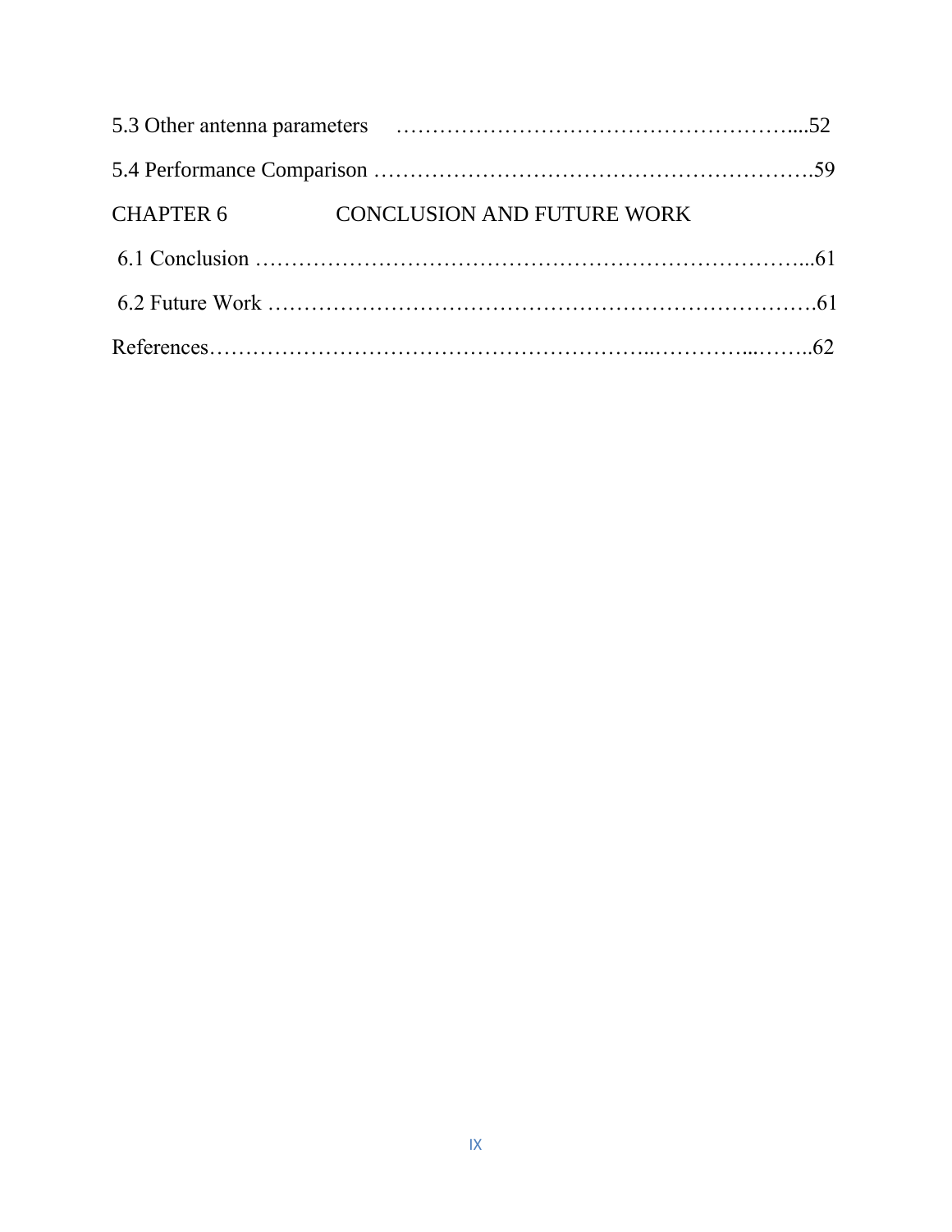5.3 Other antenna parameters ………………………………………………...52

5.4 Performance Comparison …………………………………………………….59

CHAPTER 6 CONCLUSION AND FUTURE WORK

6.1 Conclusion …………………………………………………………………...61

6.2 Future Work ………………………………………………………………….61

References……………………………………………………..…………...……..62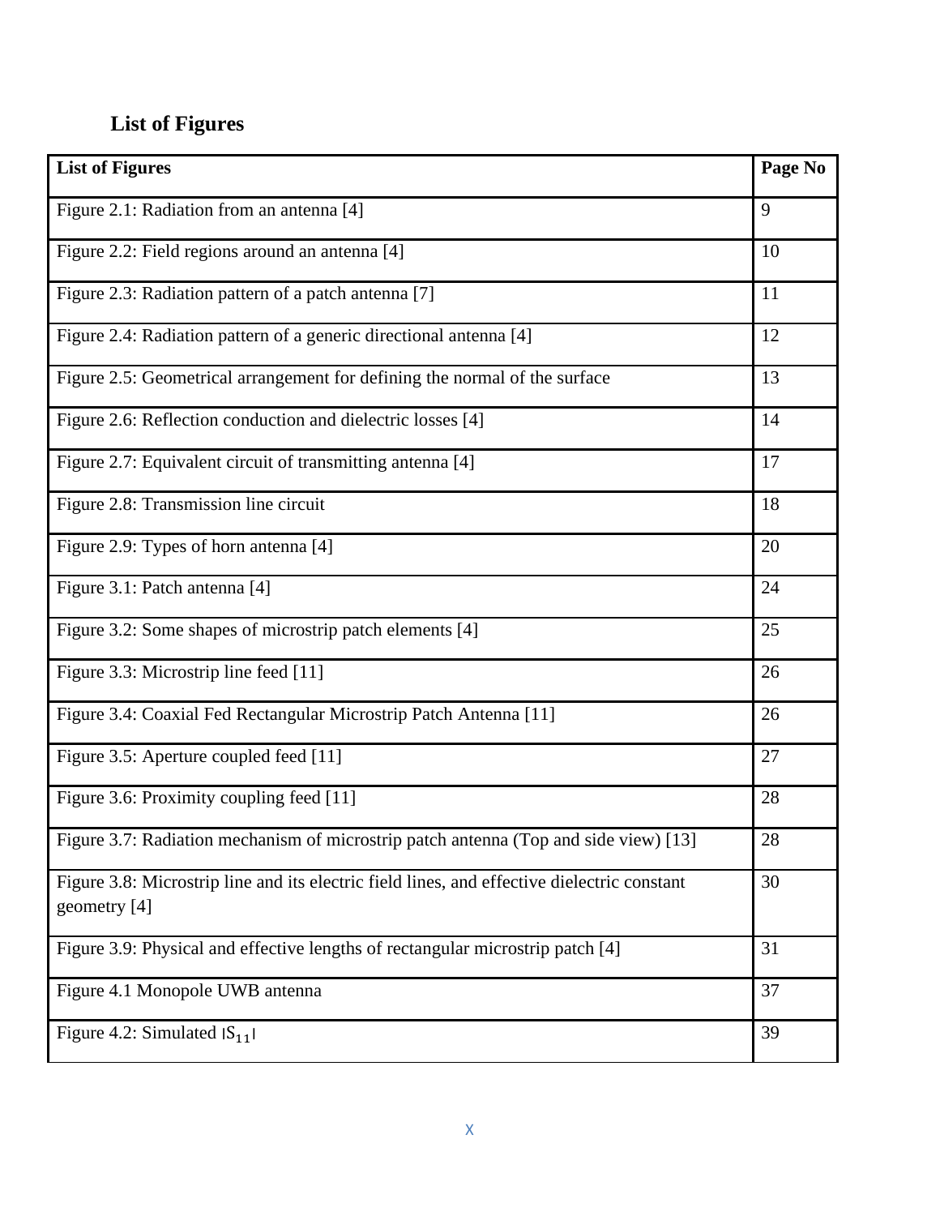# List of Figures

| List of Figures | Page No |
|---|---|
| Figure 2.1: Radiation from an antenna [4] | 9 |
| Figure 2.2: Field regions around an antenna [4] | 10 |
| Figure 2.3: Radiation pattern of a patch antenna [7] | 11 |
| Figure 2.4: Radiation pattern of a generic directional antenna [4] | 12 |
| Figure 2.5: Geometrical arrangement for defining the normal of the surface | 13 |
| Figure 2.6: Reflection conduction and dielectric losses [4] | 14 |
| Figure 2.7: Equivalent circuit of transmitting antenna [4] | 17 |
| Figure 2.8: Transmission line circuit | 18 |
| Figure 2.9: Types of horn antenna [4] | 20 |
| Figure 3.1: Patch antenna [4] | 24 |
| Figure 3.2: Some shapes of microstrip patch elements [4] | 25 |
| Figure 3.3: Microstrip line feed [11] | 26 |
| Figure 3.4: Coaxial Fed Rectangular Microstrip Patch Antenna [11] | 26 |
| Figure 3.5: Aperture coupled feed [11] | 27 |
| Figure 3.6: Proximity coupling feed [11] | 28 |
| Figure 3.7: Radiation mechanism of microstrip patch antenna (Top and side view) [13] | 28 |
| Figure 3.8: Microstrip line and its electric field lines, and effective dielectric constant geometry [4] | 30 |
| Figure 3.9: Physical and effective lengths of rectangular microstrip patch [4] | 31 |
| Figure 4.1 Monopole UWB antenna | 37 |
| Figure 4.2: Simulated $\lvert S_{11} \rvert$ | 39 |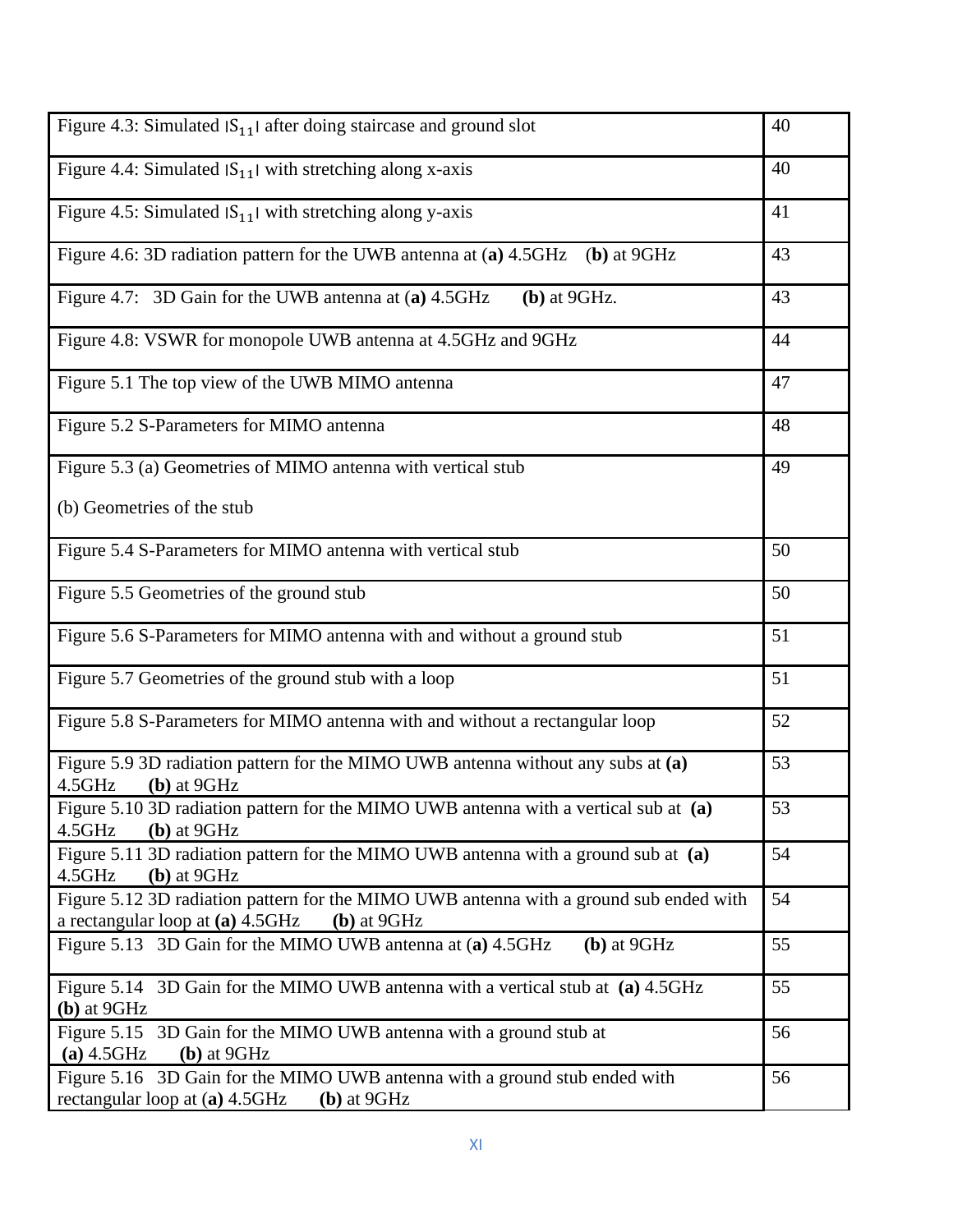| Figure 4.3: Simulated $|S_{11}|$ after doing staircase and ground slot | 40 |
|---|---|
| Figure 4.4: Simulated $|S_{11}|$ with stretching along x-axis | 40 |
| Figure 4.5: Simulated $|S_{11}|$ with stretching along y-axis | 41 |
| Figure 4.6: 3D radiation pattern for the UWB antenna at (**a)** 4.5GHz (**b)** at 9GHz | 43 |
| Figure 4.7: 3D Gain for the UWB antenna at (**a)** 4.5GHz **(b)** at 9GHz. | 43 |
| Figure 4.8: VSWR for monopole UWB antenna at 4.5GHz and 9GHz | 44 |
| Figure 5.1 The top view of the UWB MIMO antenna | 47 |
| Figure 5.2 S-Parameters for MIMO antenna | 48 |
| Figure 5.3 (a) Geometries of MIMO antenna with vertical stub<br><br>(b) Geometries of the stub | 49 |
| Figure 5.4 S-Parameters for MIMO antenna with vertical stub | 50 |
| Figure 5.5 Geometries of the ground stub | 50 |
| Figure 5.6 S-Parameters for MIMO antenna with and without a ground stub | 51 |
| Figure 5.7 Geometries of the ground stub with a loop | 51 |
| Figure 5.8 S-Parameters for MIMO antenna with and without a rectangular loop | 52 |
| Figure 5.9 3D radiation pattern for the MIMO UWB antenna without any subs at **(a)** 4.5GHz **(b)** at 9GHz | 53 |
| Figure 5.10 3D radiation pattern for the MIMO UWB antenna with a vertical sub at **(a)** 4.5GHz **(b)** at 9GHz | 53 |
| Figure 5.11 3D radiation pattern for the MIMO UWB antenna with a ground sub at **(a)** 4.5GHz **(b)** at 9GHz | 54 |
| Figure 5.12 3D radiation pattern for the MIMO UWB antenna with a ground sub ended with a rectangular loop at **(a)** 4.5GHz **(b)** at 9GHz | 54 |
| Figure 5.13 3D Gain for the MIMO UWB antenna at (**a)** 4.5GHz **(b)** at 9GHz | 55 |
| Figure 5.14 3D Gain for the MIMO UWB antenna with a vertical stub at **(a)** 4.5GHz **(b)** at 9GHz | 55 |
| Figure 5.15 3D Gain for the MIMO UWB antenna with a ground stub at **(a)** 4.5GHz **(b)** at 9GHz | 56 |
| Figure 5.16 3D Gain for the MIMO UWB antenna with a ground stub ended with rectangular loop at (**a)** 4.5GHz **(b)** at 9GHz | 56 |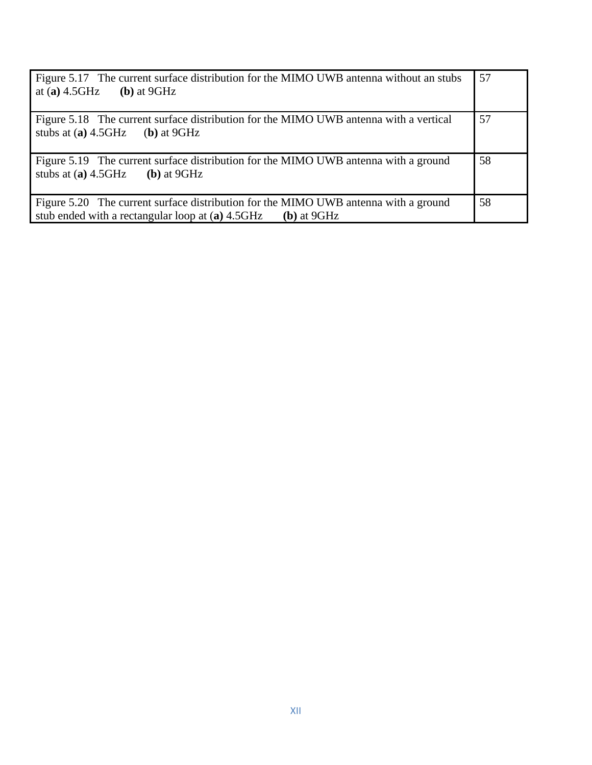| | |
|---|---|
| Figure 5.17 The current surface distribution for the MIMO UWB antenna without an stubs at (**a**) 4.5GHz **(b)** at 9GHz | 57 |
| Figure 5.18 The current surface distribution for the MIMO UWB antenna with a vertical stubs at (**a**) 4.5GHz (**b**) at 9GHz | 57 |
| Figure 5.19 The current surface distribution for the MIMO UWB antenna with a ground stubs at (**a**) 4.5GHz **(b)** at 9GHz | 58 |
| Figure 5.20 The current surface distribution for the MIMO UWB antenna with a ground stub ended with a rectangular loop at (**a**) 4.5GHz **(b)** at 9GHz | 58 |